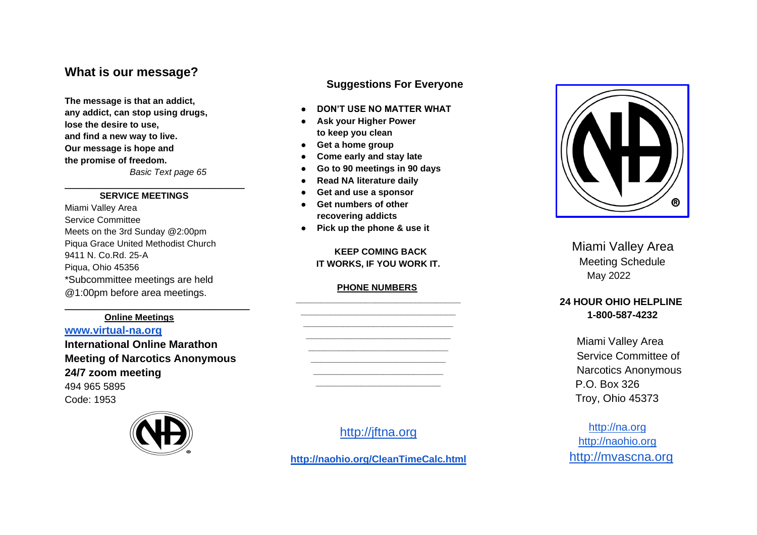## What is our message?

**The message is that an addict,**
**any addict, can stop using drugs,**
**lose the desire to use,**
**and find a new way to live.**
**Our message is hope and**
**the promise of freedom.**

*Basic Text page 65*

---

**SERVICE MEETINGS**

Miami Valley Area
Service Committee
Meets on the 3rd Sunday @2:00pm
Piqua Grace United Methodist Church
9411 N. Co.Rd. 25-A
Piqua, Ohio 45356
*Subcommittee meetings are held @1:00pm before area meetings.

---

**Online Meetings**

**www.virtual-na.org**

**International Online Marathon Meeting of Narcotics Anonymous 24/7 zoom meeting**

494 965 5895
Code: 1953

### Suggestions For Everyone

- **DON'T USE NO MATTER WHAT**
- **Ask your Higher Power to keep you clean**
- **Get a home group**
- **Come early and stay late**
- **Go to 90 meetings in 90 days**
- **Read NA literature daily**
- **Get and use a sponsor**
- **Get numbers of other recovering addicts**
- **Pick up the phone & use it**

**KEEP COMING BACK**
**IT WORKS, IF YOU WORK IT.**

**PHONE NUMBERS**

\_\_\_\_\_\_\_\_\_\_\_\_\_\_\_\_\_\_\_\_\_\_\_\_\_\_\_\_\_\_
\_\_\_\_\_\_\_\_\_\_\_\_\_\_\_\_\_\_\_\_\_\_\_\_\_\_\_\_\_\_
\_\_\_\_\_\_\_\_\_\_\_\_\_\_\_\_\_\_\_\_\_\_\_\_\_\_\_\_\_\_
\_\_\_\_\_\_\_\_\_\_\_\_\_\_\_\_\_\_\_\_\_\_\_\_\_\_\_\_\_\_
\_\_\_\_\_\_\_\_\_\_\_\_\_\_\_\_\_\_\_\_\_\_\_\_\_\_\_\_\_\_
\_\_\_\_\_\_\_\_\_\_\_\_\_\_\_\_\_\_\_\_\_\_\_\_\_\_\_\_\_\_
\_\_\_\_\_\_\_\_\_\_\_\_\_\_\_\_\_\_\_\_\_\_\_\_\_\_\_\_\_\_
\_\_\_\_\_\_\_\_\_\_\_\_\_\_\_\_\_\_\_\_\_\_\_\_\_\_\_\_\_\_

http://jftna.org

**http://naohio.org/CleanTimeCalc.html**

# Miami Valley Area
Meeting Schedule
May 2022

**24 HOUR OHIO HELPLINE**
**1-800-587-4232**

Miami Valley Area
Service Committee of
Narcotics Anonymous
P.O. Box 326
Troy, Ohio 45373

http://na.org
http://naohio.org
http://mvascna.org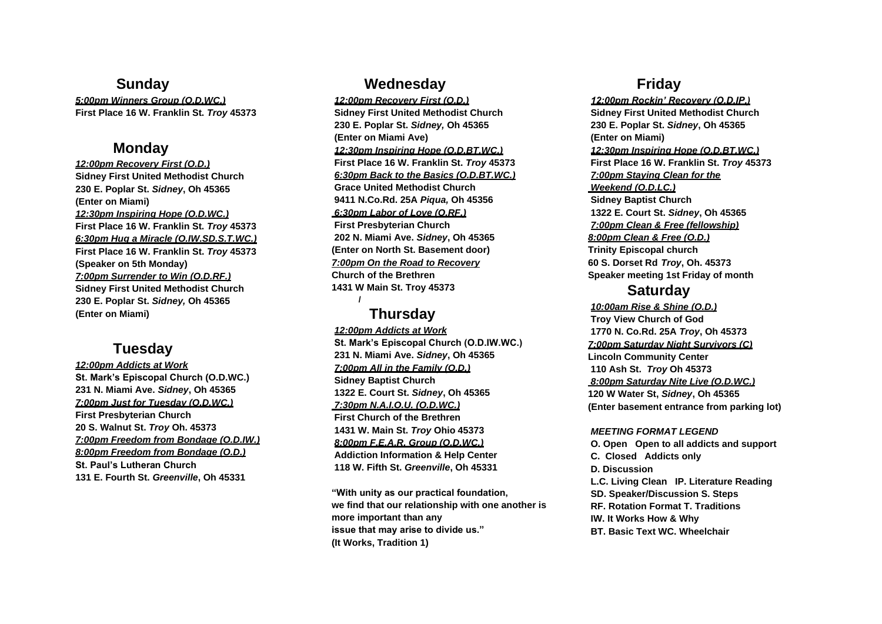## Sunday

***5:00pm Winners Group (O.D.WC.)***
**First Place 16 W. Franklin St. *Troy* 45373**

## Monday

***12:00pm Recovery First (O.D.)***
**Sidney First United Methodist Church**
**230 E. Poplar St. *Sidney*, Oh 45365**
**(Enter on Miami)**
***12:30pm Inspiring Hope (O.D.WC.)***
**First Place 16 W. Franklin St. *Troy* 45373**
***6:30pm Hug a Miracle (O.IW.SD.S.T.WC.)***
**First Place 16 W. Franklin St. *Troy* 45373**
**(Speaker on 5th Monday)**
***7:00pm Surrender to Win (O.D.RF.)***
**Sidney First United Methodist Church**
**230 E. Poplar St. *Sidney,* Oh 45365**
**(Enter on Miami)**

## Tuesday

***12:00pm Addicts at Work***
**St. Mark's Episcopal Church (O.D.WC.)**
**231 N. Miami Ave. *Sidney*, Oh 45365**
***7:00pm Just for Tuesday (O.D.WC.)***
**First Presbyterian Church**
**20 S. Walnut St. *Troy* Oh. 45373**
***7:00pm Freedom from Bondage (O.D.IW.)***
***8:00pm Freedom from Bondage (O.D.)***
**St. Paul's Lutheran Church**
**131 E. Fourth St. *Greenville*, Oh 45331**

## Wednesday

***12:00pm Recovery First (O.D.)***
**Sidney First United Methodist Church**
**230 E. Poplar St. *Sidney,* Oh 45365**
**(Enter on Miami Ave)**
***12:30pm Inspiring Hope (O.D.BT.WC.)***
**First Place 16 W. Franklin St. *Troy* 45373**
***6:30pm Back to the Basics (O.D.BT.WC.)***
**Grace United Methodist Church**
**9411 N.Co.Rd. 25A *Piqua,* Oh 45356**
***6:30pm Labor of Love (O.RF.)***
**First Presbyterian Church**
**202 N. Miami Ave. *Sidney*, Oh 45365**
**(Enter on North St. Basement door)**
***7:00pm On the Road to Recovery***
**Church of the Brethren**
**1431 W Main St. Troy 45373**
**/**

## Thursday

***12:00pm Addicts at Work***
**St. Mark's Episcopal Church (O.D.IW.WC.)**
**231 N. Miami Ave. *Sidney*, Oh 45365**
***7:00pm All in the Family (O.D.)***
**Sidney Baptist Church**
**1322 E. Court St. *Sidney*, Oh 45365**
***7:30pm N.A.I.O.U. (O.D.WC.)***
**First Church of the Brethren**
**1431 W. Main St. *Troy* Ohio 45373**
***8:00pm F.E.A.R. Group (O.D.WC.)***
**Addiction Information & Help Center**
**118 W. Fifth St. *Greenville*, Oh 45331**

**"With unity as our practical foundation, we find that our relationship with one another is more important than any issue that may arise to divide us." (It Works, Tradition 1)**

## Friday

***12:00pm Rockin' Recovery (O.D.IP.)***
**Sidney First United Methodist Church**
**230 E. Poplar St. *Sidney*, Oh 45365**
**(Enter on Miami)**
***12:30pm Inspiring Hope (O.D.BT.WC.)***
**First Place 16 W. Franklin St. *Troy* 45373**
***7:00pm Staying Clean for the Weekend (O.D.LC.)***
**Sidney Baptist Church**
**1322 E. Court St. *Sidney*, Oh 45365**
***7:00pm Clean & Free (fellowship)***
***8:00pm Clean & Free (O.D.)***
**Trinity Episcopal church**
**60 S. Dorset Rd *Troy*, Oh. 45373**
**Speaker meeting 1st Friday of month**

## Saturday

***10:00am Rise & Shine (O.D.)***
**Troy View Church of God**
**1770 N. Co.Rd. 25A *Troy*, Oh 45373**
***7:00pm Saturday Night Survivors (C)***
**Lincoln Community Center**
**110 Ash St. *Troy* Oh 45373**
***8:00pm Saturday Nite Live (O.D.WC.)***
**120 W Water St, *Sidney*, Oh 45365**
**(Enter basement entrance from parking lot)**

***MEETING FORMAT LEGEND***
**O. Open Open to all addicts and support**
**C. Closed Addicts only**
**D. Discussion**
**L.C. Living Clean IP. Literature Reading**
**SD. Speaker/Discussion S. Steps**
**RF. Rotation Format T. Traditions**
**IW. It Works How & Why**
**BT. Basic Text WC. Wheelchair**